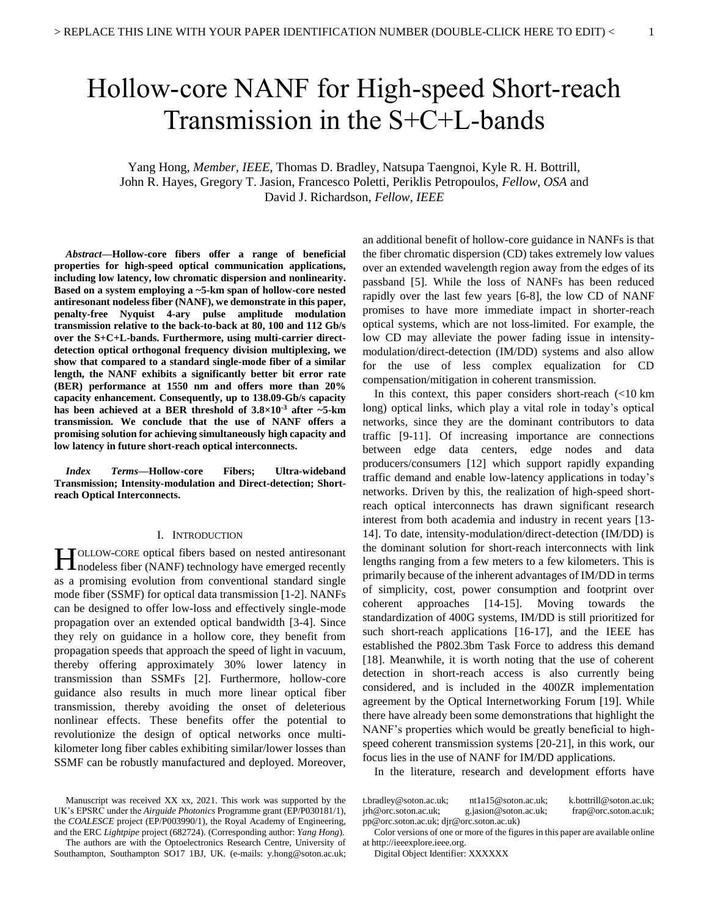# Hollow-core NANF for High-speed Short-reach Transmission in the S+C+L-bands

Yang Hong, *Member, IEEE,* Thomas D. Bradley, Natsupa Taengnoi, Kyle R. H. Bottrill, John R. Hayes, Gregory T. Jasion, Francesco Poletti, Periklis Petropoulos, *Fellow, OSA* and David J. Richardson, *Fellow, IEEE*

***Abstract*—Hollow-core fibers offer a range of beneficial properties for high-speed optical communication applications, including low latency, low chromatic dispersion and nonlinearity. Based on a system employing a ~5-km span of hollow-core nested antiresonant nodeless fiber (NANF), we demonstrate in this paper, penalty-free Nyquist 4-ary pulse amplitude modulation transmission relative to the back-to-back at 80, 100 and 112 Gb/s over the S+C+L-bands. Furthermore, using multi-carrier direct-detection optical orthogonal frequency division multiplexing, we show that compared to a standard single-mode fiber of a similar length, the NANF exhibits a significantly better bit error rate (BER) performance at 1550 nm and offers more than 20% capacity enhancement. Consequently, up to 138.09-Gb/s capacity has been achieved at a BER threshold of 3.8×10<sup>-3</sup> after ~5-km transmission. We conclude that the use of NANF offers a promising solution for achieving simultaneously high capacity and low latency in future short-reach optical interconnects.**

***Index Terms*—Hollow-core Fibers; Ultra-wideband Transmission; Intensity-modulation and Direct-detection; Short-reach Optical Interconnects.**

## I. INTRODUCTION

HOLLOW-CORE optical fibers based on nested antiresonant nodeless fiber (NANF) technology have emerged recently as a promising evolution from conventional standard single mode fiber (SSMF) for optical data transmission [1-2]. NANFs can be designed to offer low-loss and effectively single-mode propagation over an extended optical bandwidth [3-4]. Since they rely on guidance in a hollow core, they benefit from propagation speeds that approach the speed of light in vacuum, thereby offering approximately 30% lower latency in transmission than SSMFs [2]. Furthermore, hollow-core guidance also results in much more linear optical fiber transmission, thereby avoiding the onset of deleterious nonlinear effects. These benefits offer the potential to revolutionize the design of optical networks once multi-kilometer long fiber cables exhibiting similar/lower losses than SSMF can be robustly manufactured and deployed. Moreover, an additional benefit of hollow-core guidance in NANFs is that the fiber chromatic dispersion (CD) takes extremely low values over an extended wavelength region away from the edges of its passband [5]. While the loss of NANFs has been reduced rapidly over the last few years [6-8], the low CD of NANF promises to have more immediate impact in shorter-reach optical systems, which are not loss-limited. For example, the low CD may alleviate the power fading issue in intensity-modulation/direct-detection (IM/DD) systems and also allow for the use of less complex equalization for CD compensation/mitigation in coherent transmission.

In this context, this paper considers short-reach (<10 km long) optical links, which play a vital role in today's optical networks, since they are the dominant contributors to data traffic [9-11]. Of increasing importance are connections between edge data centers, edge nodes and data producers/consumers [12] which support rapidly expanding traffic demand and enable low-latency applications in today's networks. Driven by this, the realization of high-speed short-reach optical interconnects has drawn significant research interest from both academia and industry in recent years [13-14]. To date, intensity-modulation/direct-detection (IM/DD) is the dominant solution for short-reach interconnects with link lengths ranging from a few meters to a few kilometers. This is primarily because of the inherent advantages of IM/DD in terms of simplicity, cost, power consumption and footprint over coherent approaches [14-15]. Moving towards the standardization of 400G systems, IM/DD is still prioritized for such short-reach applications [16-17], and the IEEE has established the P802.3bm Task Force to address this demand [18]. Meanwhile, it is worth noting that the use of coherent detection in short-reach access is also currently being considered, and is included in the 400ZR implementation agreement by the Optical Internetworking Forum [19]. While there have already been some demonstrations that highlight the NANF's properties which would be greatly beneficial to high-speed coherent transmission systems [20-21], in this work, our focus lies in the use of NANF for IM/DD applications.

In the literature, research and development efforts have

Manuscript was received XX xx, 2021. This work was supported by the UK's EPSRC under the *Airguide Photonics* Programme grant (EP/P030181/1), the *COALESCE* project (EP/P003990/1), the Royal Academy of Engineering, and the ERC *Lightpipe* project (682724). (Corresponding author: *Yang Hong*).

The authors are with the Optoelectronics Research Centre, University of Southampton, Southampton SO17 1BJ, UK. (e-mails: y.hong@soton.ac.uk; t.bradley@soton.ac.uk; nt1a15@soton.ac.uk; k.bottrill@soton.ac.uk; jrh@orc.soton.ac.uk; g.jasion@soton.ac.uk; frap@orc.soton.ac.uk; pp@orc.soton.ac.uk; djr@orc.soton.ac.uk)

Color versions of one or more of the figures in this paper are available online at http://ieeexplore.ieee.org.

Digital Object Identifier: XXXXXX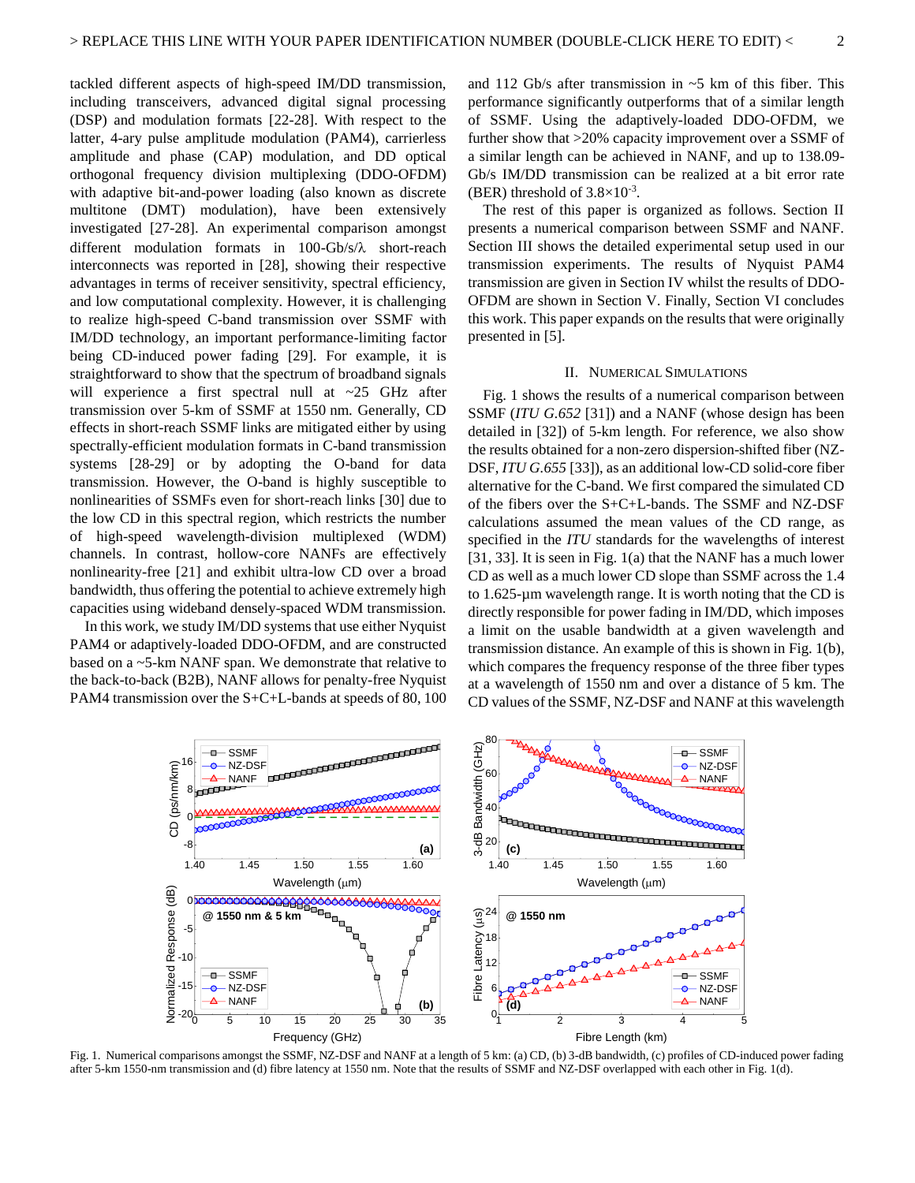tackled different aspects of high-speed IM/DD transmission, including transceivers, advanced digital signal processing (DSP) and modulation formats [22-28]. With respect to the latter, 4-ary pulse amplitude modulation (PAM4), carrierless amplitude and phase (CAP) modulation, and DD optical orthogonal frequency division multiplexing (DDO-OFDM) with adaptive bit-and-power loading (also known as discrete multitone (DMT) modulation), have been extensively investigated [27-28]. An experimental comparison amongst different modulation formats in 100-Gb/s/λ short-reach interconnects was reported in [28], showing their respective advantages in terms of receiver sensitivity, spectral efficiency, and low computational complexity. However, it is challenging to realize high-speed C-band transmission over SSMF with IM/DD technology, an important performance-limiting factor being CD-induced power fading [29]. For example, it is straightforward to show that the spectrum of broadband signals will experience a first spectral null at ~25 GHz after transmission over 5-km of SSMF at 1550 nm. Generally, CD effects in short-reach SSMF links are mitigated either by using spectrally-efficient modulation formats in C-band transmission systems [28-29] or by adopting the O-band for data transmission. However, the O-band is highly susceptible to nonlinearities of SSMFs even for short-reach links [30] due to the low CD in this spectral region, which restricts the number of high-speed wavelength-division multiplexed (WDM) channels. In contrast, hollow-core NANFs are effectively nonlinearity-free [21] and exhibit ultra-low CD over a broad bandwidth, thus offering the potential to achieve extremely high capacities using wideband densely-spaced WDM transmission.

In this work, we study IM/DD systems that use either Nyquist PAM4 or adaptively-loaded DDO-OFDM, and are constructed based on a ~5-km NANF span. We demonstrate that relative to the back-to-back (B2B), NANF allows for penalty-free Nyquist PAM4 transmission over the S+C+L-bands at speeds of 80, 100 and 112 Gb/s after transmission in ~5 km of this fiber. This performance significantly outperforms that of a similar length of SSMF. Using the adaptively-loaded DDO-OFDM, we further show that >20% capacity improvement over a SSMF of a similar length can be achieved in NANF, and up to 138.09-Gb/s IM/DD transmission can be realized at a bit error rate (BER) threshold of $3.8\times10^{-3}$.

The rest of this paper is organized as follows. Section II presents a numerical comparison between SSMF and NANF. Section III shows the detailed experimental setup used in our transmission experiments. The results of Nyquist PAM4 transmission are given in Section IV whilst the results of DDO-OFDM are shown in Section V. Finally, Section VI concludes this work. This paper expands on the results that were originally presented in [5].

## II. Numerical Simulations

Fig. 1 shows the results of a numerical comparison between SSMF (*ITU G.652* [31]) and a NANF (whose design has been detailed in [32]) of 5-km length. For reference, we also show the results obtained for a non-zero dispersion-shifted fiber (NZ-DSF, *ITU G.655* [33]), as an additional low-CD solid-core fiber alternative for the C-band. We first compared the simulated CD of the fibers over the S+C+L-bands. The SSMF and NZ-DSF calculations assumed the mean values of the CD range, as specified in the *ITU* standards for the wavelengths of interest [31, 33]. It is seen in Fig. 1(a) that the NANF has a much lower CD as well as a much lower CD slope than SSMF across the 1.4 to 1.625-µm wavelength range. It is worth noting that the CD is directly responsible for power fading in IM/DD, which imposes a limit on the usable bandwidth at a given wavelength and transmission distance. An example of this is shown in Fig. 1(b), which compares the frequency response of the three fiber types at a wavelength of 1550 nm and over a distance of 5 km. The CD values of the SSMF, NZ-DSF and NANF at this wavelength

Fig. 1. Numerical comparisons amongst the SSMF, NZ-DSF and NANF at a length of 5 km: (a) CD, (b) 3-dB bandwidth, (c) profiles of CD-induced power fading after 5-km 1550-nm transmission and (d) fibre latency at 1550 nm. Note that the results of SSMF and NZ-DSF overlapped with each other in Fig. 1(d).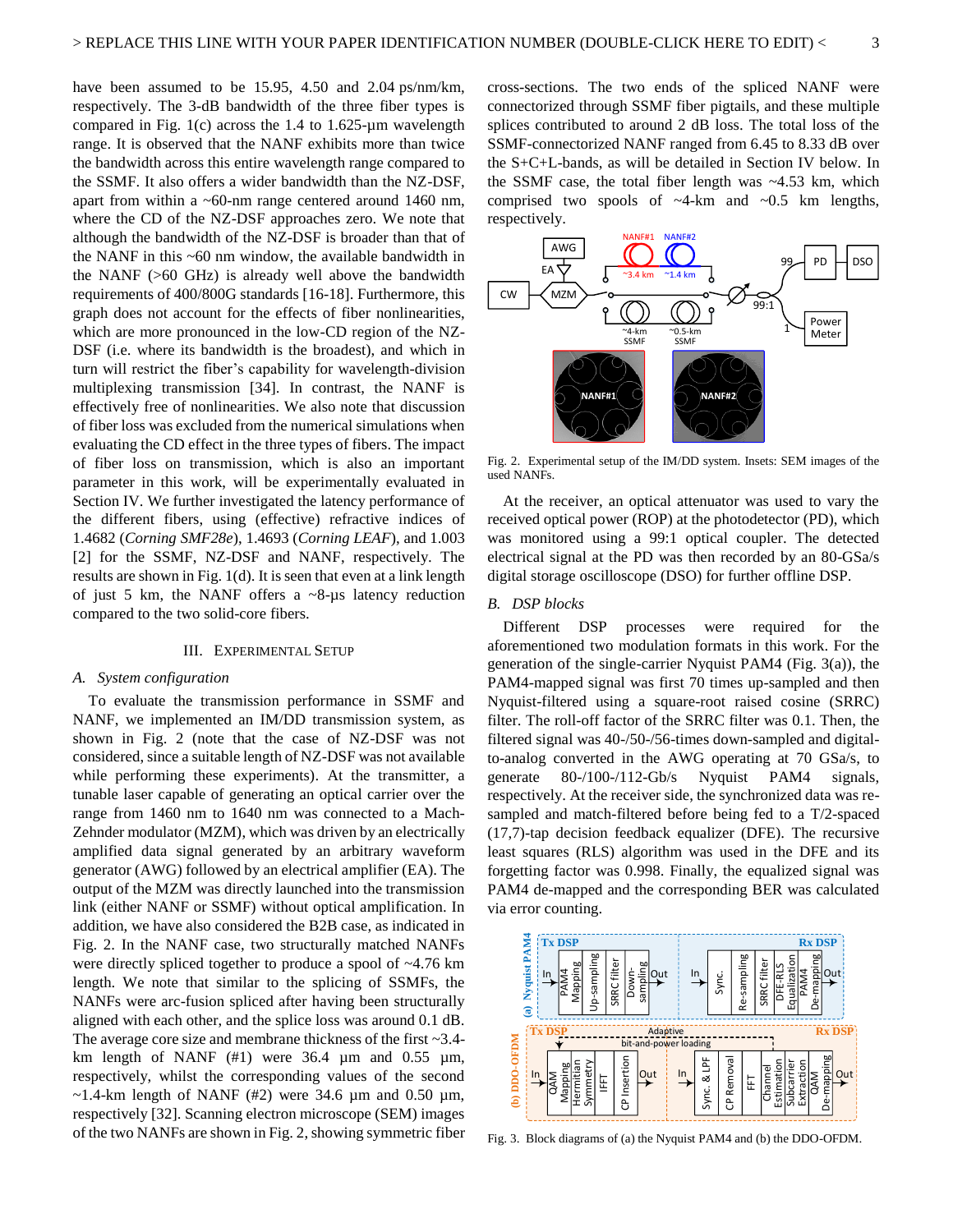have been assumed to be 15.95, 4.50 and 2.04 ps/nm/km, respectively. The 3-dB bandwidth of the three fiber types is compared in Fig. 1(c) across the 1.4 to 1.625-µm wavelength range. It is observed that the NANF exhibits more than twice the bandwidth across this entire wavelength range compared to the SSMF. It also offers a wider bandwidth than the NZ-DSF, apart from within a ~60-nm range centered around 1460 nm, where the CD of the NZ-DSF approaches zero. We note that although the bandwidth of the NZ-DSF is broader than that of the NANF in this ~60 nm window, the available bandwidth in the NANF (>60 GHz) is already well above the bandwidth requirements of 400/800G standards [16-18]. Furthermore, this graph does not account for the effects of fiber nonlinearities, which are more pronounced in the low-CD region of the NZ-DSF (i.e. where its bandwidth is the broadest), and which in turn will restrict the fiber's capability for wavelength-division multiplexing transmission [34]. In contrast, the NANF is effectively free of nonlinearities. We also note that discussion of fiber loss was excluded from the numerical simulations when evaluating the CD effect in the three types of fibers. The impact of fiber loss on transmission, which is also an important parameter in this work, will be experimentally evaluated in Section IV. We further investigated the latency performance of the different fibers, using (effective) refractive indices of 1.4682 (*Corning SMF28e*), 1.4693 (*Corning LEAF*), and 1.003 [2] for the SSMF, NZ-DSF and NANF, respectively. The results are shown in Fig. 1(d). It is seen that even at a link length of just 5 km, the NANF offers a ~8-µs latency reduction compared to the two solid-core fibers.

## III. Experimental Setup

### A. System configuration

To evaluate the transmission performance in SSMF and NANF, we implemented an IM/DD transmission system, as shown in Fig. 2 (note that the case of NZ-DSF was not considered, since a suitable length of NZ-DSF was not available while performing these experiments). At the transmitter, a tunable laser capable of generating an optical carrier over the range from 1460 nm to 1640 nm was connected to a Mach-Zehnder modulator (MZM), which was driven by an electrically amplified data signal generated by an arbitrary waveform generator (AWG) followed by an electrical amplifier (EA). The output of the MZM was directly launched into the transmission link (either NANF or SSMF) without optical amplification. In addition, we have also considered the B2B case, as indicated in Fig. 2. In the NANF case, two structurally matched NANFs were directly spliced together to produce a spool of ~4.76 km length. We note that similar to the splicing of SSMFs, the NANFs were arc-fusion spliced after having been structurally aligned with each other, and the splice loss was around 0.1 dB. The average core size and membrane thickness of the first ~3.4-km length of NANF (#1) were 36.4 µm and 0.55 µm, respectively, whilst the corresponding values of the second ~1.4-km length of NANF (#2) were 34.6 µm and 0.50 µm, respectively [32]. Scanning electron microscope (SEM) images of the two NANFs are shown in Fig. 2, showing symmetric fiber cross-sections. The two ends of the spliced NANF were connectorized through SSMF fiber pigtails, and these multiple splices contributed to around 2 dB loss. The total loss of the SSMF-connectorized NANF ranged from 6.45 to 8.33 dB over the S+C+L-bands, as will be detailed in Section IV below. In the SSMF case, the total fiber length was ~4.53 km, which comprised two spools of ~4-km and ~0.5 km lengths, respectively.

Fig. 2. Experimental setup of the IM/DD system. Insets: SEM images of the used NANFs.

At the receiver, an optical attenuator was used to vary the received optical power (ROP) at the photodetector (PD), which was monitored using a 99:1 optical coupler. The detected electrical signal at the PD was then recorded by an 80-GSa/s digital storage oscilloscope (DSO) for further offline DSP.

### B. DSP blocks

Different DSP processes were required for the aforementioned two modulation formats in this work. For the generation of the single-carrier Nyquist PAM4 (Fig. 3(a)), the PAM4-mapped signal was first 70 times up-sampled and then Nyquist-filtered using a square-root raised cosine (SRRC) filter. The roll-off factor of the SRRC filter was 0.1. Then, the filtered signal was 40-/50-/56-times down-sampled and digital-to-analog converted in the AWG operating at 70 GSa/s, to generate 80-/100-/112-Gb/s Nyquist PAM4 signals, respectively. At the receiver side, the synchronized data was re-sampled and match-filtered before being fed to a T/2-spaced (17,7)-tap decision feedback equalizer (DFE). The recursive least squares (RLS) algorithm was used in the DFE and its forgetting factor was 0.998. Finally, the equalized signal was PAM4 de-mapped and the corresponding BER was calculated via error counting.

Fig. 3. Block diagrams of (a) the Nyquist PAM4 and (b) the DDO-OFDM.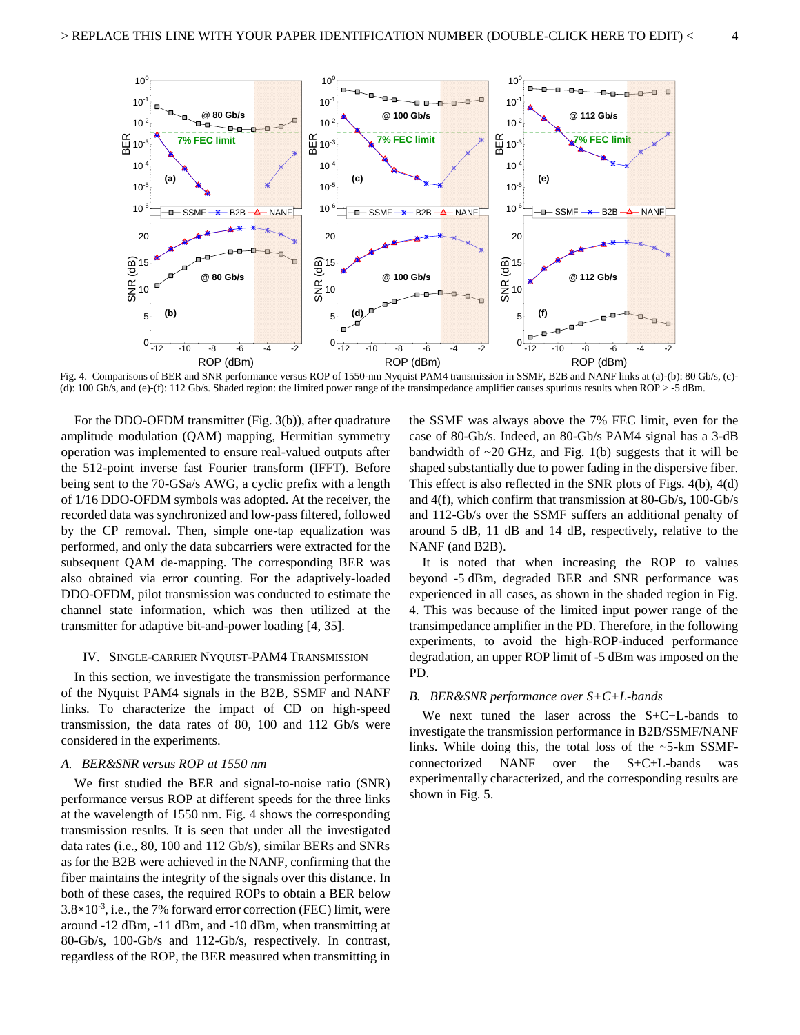Fig. 4. Comparisons of BER and SNR performance versus ROP of 1550-nm Nyquist PAM4 transmission in SSMF, B2B and NANF links at (a)-(b): 80 Gb/s, (c)-(d): 100 Gb/s, and (e)-(f): 112 Gb/s. Shaded region: the limited power range of the transimpedance amplifier causes spurious results when ROP > -5 dBm.

For the DDO-OFDM transmitter (Fig. 3(b)), after quadrature amplitude modulation (QAM) mapping, Hermitian symmetry operation was implemented to ensure real-valued outputs after the 512-point inverse fast Fourier transform (IFFT). Before being sent to the 70-GSa/s AWG, a cyclic prefix with a length of 1/16 DDO-OFDM symbols was adopted. At the receiver, the recorded data was synchronized and low-pass filtered, followed by the CP removal. Then, simple one-tap equalization was performed, and only the data subcarriers were extracted for the subsequent QAM de-mapping. The corresponding BER was also obtained via error counting. For the adaptively-loaded DDO-OFDM, pilot transmission was conducted to estimate the channel state information, which was then utilized at the transmitter for adaptive bit-and-power loading [4, 35].

## IV. Single-Carrier Nyquist-PAM4 Transmission

In this section, we investigate the transmission performance of the Nyquist PAM4 signals in the B2B, SSMF and NANF links. To characterize the impact of CD on high-speed transmission, the data rates of 80, 100 and 112 Gb/s were considered in the experiments.

### *A. BER&SNR versus ROP at 1550 nm*

We first studied the BER and signal-to-noise ratio (SNR) performance versus ROP at different speeds for the three links at the wavelength of 1550 nm. Fig. 4 shows the corresponding transmission results. It is seen that under all the investigated data rates (i.e., 80, 100 and 112 Gb/s), similar BERs and SNRs as for the B2B were achieved in the NANF, confirming that the fiber maintains the integrity of the signals over this distance. In both of these cases, the required ROPs to obtain a BER below $3.8\times10^{-3}$, i.e., the 7% forward error correction (FEC) limit, were around -12 dBm, -11 dBm, and -10 dBm, when transmitting at 80-Gb/s, 100-Gb/s and 112-Gb/s, respectively. In contrast, regardless of the ROP, the BER measured when transmitting in the SSMF was always above the 7% FEC limit, even for the case of 80-Gb/s. Indeed, an 80-Gb/s PAM4 signal has a 3-dB bandwidth of ~20 GHz, and Fig. 1(b) suggests that it will be shaped substantially due to power fading in the dispersive fiber. This effect is also reflected in the SNR plots of Figs. 4(b), 4(d) and 4(f), which confirm that transmission at 80-Gb/s, 100-Gb/s and 112-Gb/s over the SSMF suffers an additional penalty of around 5 dB, 11 dB and 14 dB, respectively, relative to the NANF (and B2B).

It is noted that when increasing the ROP to values beyond -5 dBm, degraded BER and SNR performance was experienced in all cases, as shown in the shaded region in Fig. 4. This was because of the limited input power range of the transimpedance amplifier in the PD. Therefore, in the following experiments, to avoid the high-ROP-induced performance degradation, an upper ROP limit of -5 dBm was imposed on the PD.

### *B. BER&SNR performance over S+C+L-bands*

We next tuned the laser across the S+C+L-bands to investigate the transmission performance in B2B/SSMF/NANF links. While doing this, the total loss of the ~5-km SSMF-connectorized NANF over the S+C+L-bands was experimentally characterized, and the corresponding results are shown in Fig. 5.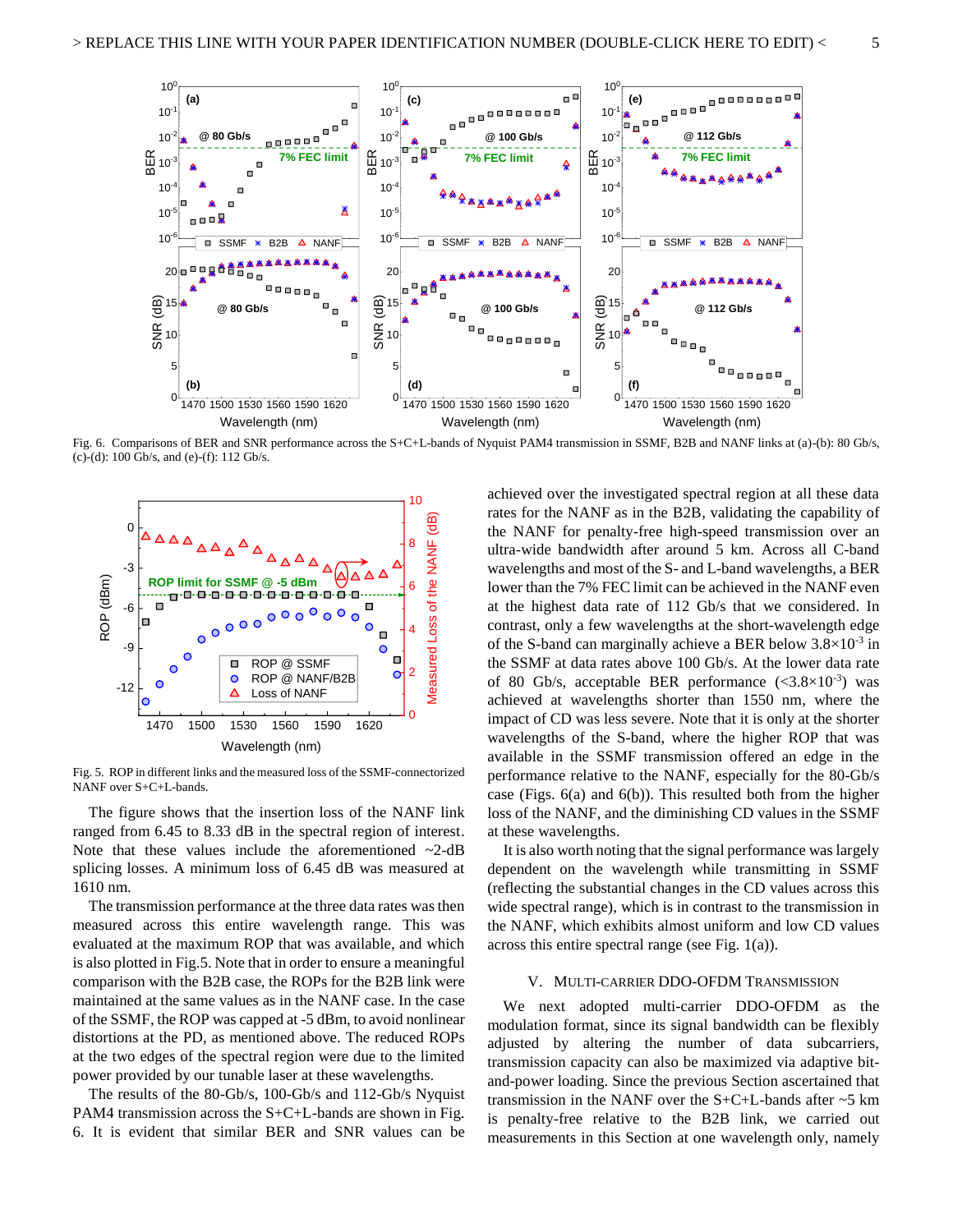Fig. 6. Comparisons of BER and SNR performance across the S+C+L-bands of Nyquist PAM4 transmission in SSMF, B2B and NANF links at (a)-(b): 80 Gb/s, (c)-(d): 100 Gb/s, and (e)-(f): 112 Gb/s.

Fig. 5. ROP in different links and the measured loss of the SSMF-connectorized NANF over S+C+L-bands.

The figure shows that the insertion loss of the NANF link ranged from 6.45 to 8.33 dB in the spectral region of interest. Note that these values include the aforementioned ~2-dB splicing losses. A minimum loss of 6.45 dB was measured at 1610 nm.

The transmission performance at the three data rates was then measured across this entire wavelength range. This was evaluated at the maximum ROP that was available, and which is also plotted in Fig.5. Note that in order to ensure a meaningful comparison with the B2B case, the ROPs for the B2B link were maintained at the same values as in the NANF case. In the case of the SSMF, the ROP was capped at -5 dBm, to avoid nonlinear distortions at the PD, as mentioned above. The reduced ROPs at the two edges of the spectral region were due to the limited power provided by our tunable laser at these wavelengths.

The results of the 80-Gb/s, 100-Gb/s and 112-Gb/s Nyquist PAM4 transmission across the S+C+L-bands are shown in Fig. 6. It is evident that similar BER and SNR values can be achieved over the investigated spectral region at all these data rates for the NANF as in the B2B, validating the capability of the NANF for penalty-free high-speed transmission over an ultra-wide bandwidth after around 5 km. Across all C-band wavelengths and most of the S- and L-band wavelengths, a BER lower than the 7% FEC limit can be achieved in the NANF even at the highest data rate of 112 Gb/s that we considered. In contrast, only a few wavelengths at the short-wavelength edge of the S-band can marginally achieve a BER below $3.8\times10^{-3}$ in the SSMF at data rates above 100 Gb/s. At the lower data rate of 80 Gb/s, acceptable BER performance ($<3.8\times10^{-3}$) was achieved at wavelengths shorter than 1550 nm, where the impact of CD was less severe. Note that it is only at the shorter wavelengths of the S-band, where the higher ROP that was available in the SSMF transmission offered an edge in the performance relative to the NANF, especially for the 80-Gb/s case (Figs. 6(a) and 6(b)). This resulted both from the higher loss of the NANF, and the diminishing CD values in the SSMF at these wavelengths.

It is also worth noting that the signal performance was largely dependent on the wavelength while transmitting in SSMF (reflecting the substantial changes in the CD values across this wide spectral range), which is in contrast to the transmission in the NANF, which exhibits almost uniform and low CD values across this entire spectral range (see Fig. 1(a)).

## V. Multi-carrier DDO-OFDM Transmission

We next adopted multi-carrier DDO-OFDM as the modulation format, since its signal bandwidth can be flexibly adjusted by altering the number of data subcarriers, transmission capacity can also be maximized via adaptive bit-and-power loading. Since the previous Section ascertained that transmission in the NANF over the S+C+L-bands after ~5 km is penalty-free relative to the B2B link, we carried out measurements in this Section at one wavelength only, namely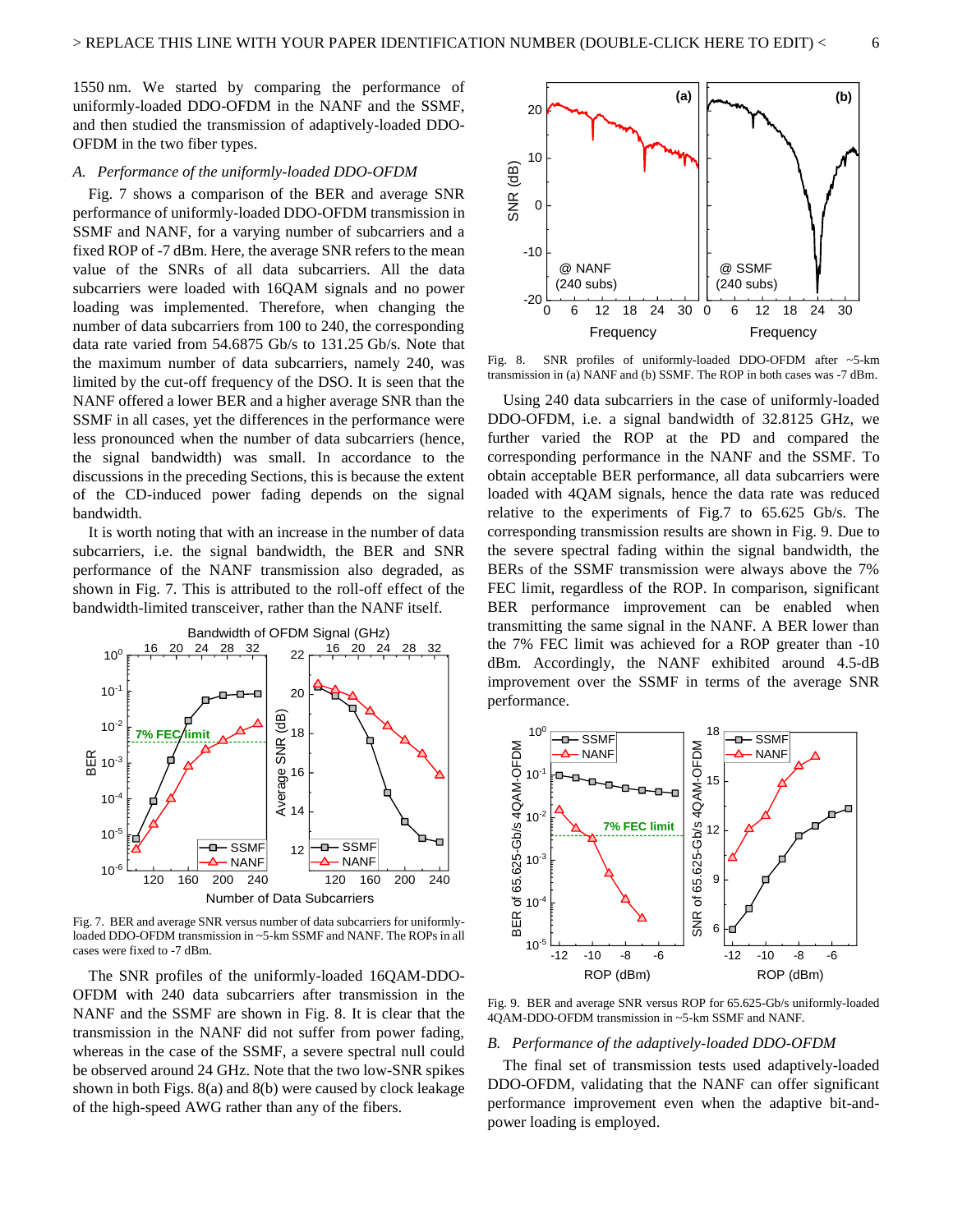1550 nm. We started by comparing the performance of uniformly-loaded DDO-OFDM in the NANF and the SSMF, and then studied the transmission of adaptively-loaded DDO-OFDM in the two fiber types.

### *A. Performance of the uniformly-loaded DDO-OFDM*

Fig. 7 shows a comparison of the BER and average SNR performance of uniformly-loaded DDO-OFDM transmission in SSMF and NANF, for a varying number of subcarriers and a fixed ROP of -7 dBm. Here, the average SNR refers to the mean value of the SNRs of all data subcarriers. All the data subcarriers were loaded with 16QAM signals and no power loading was implemented. Therefore, when changing the number of data subcarriers from 100 to 240, the corresponding data rate varied from 54.6875 Gb/s to 131.25 Gb/s. Note that the maximum number of data subcarriers, namely 240, was limited by the cut-off frequency of the DSO. It is seen that the NANF offered a lower BER and a higher average SNR than the SSMF in all cases, yet the differences in the performance were less pronounced when the number of data subcarriers (hence, the signal bandwidth) was small. In accordance to the discussions in the preceding Sections, this is because the extent of the CD-induced power fading depends on the signal bandwidth.

It is worth noting that with an increase in the number of data subcarriers, i.e. the signal bandwidth, the BER and SNR performance of the NANF transmission also degraded, as shown in Fig. 7. This is attributed to the roll-off effect of the bandwidth-limited transceiver, rather than the NANF itself.

Fig. 7. BER and average SNR versus number of data subcarriers for uniformly-loaded DDO-OFDM transmission in ~5-km SSMF and NANF. The ROPs in all cases were fixed to -7 dBm.

The SNR profiles of the uniformly-loaded 16QAM-DDO-OFDM with 240 data subcarriers after transmission in the NANF and the SSMF are shown in Fig. 8. It is clear that the transmission in the NANF did not suffer from power fading, whereas in the case of the SSMF, a severe spectral null could be observed around 24 GHz. Note that the two low-SNR spikes shown in both Figs. 8(a) and 8(b) were caused by clock leakage of the high-speed AWG rather than any of the fibers.

Fig. 8. SNR profiles of uniformly-loaded DDO-OFDM after ~5-km transmission in (a) NANF and (b) SSMF. The ROP in both cases was -7 dBm.

Using 240 data subcarriers in the case of uniformly-loaded DDO-OFDM, i.e. a signal bandwidth of 32.8125 GHz, we further varied the ROP at the PD and compared the corresponding performance in the NANF and the SSMF. To obtain acceptable BER performance, all data subcarriers were loaded with 4QAM signals, hence the data rate was reduced relative to the experiments of Fig.7 to 65.625 Gb/s. The corresponding transmission results are shown in Fig. 9. Due to the severe spectral fading within the signal bandwidth, the BERs of the SSMF transmission were always above the 7% FEC limit, regardless of the ROP. In comparison, significant BER performance improvement can be enabled when transmitting the same signal in the NANF. A BER lower than the 7% FEC limit was achieved for a ROP greater than -10 dBm. Accordingly, the NANF exhibited around 4.5-dB improvement over the SSMF in terms of the average SNR performance.

Fig. 9. BER and average SNR versus ROP for 65.625-Gb/s uniformly-loaded 4QAM-DDO-OFDM transmission in ~5-km SSMF and NANF.

### *B. Performance of the adaptively-loaded DDO-OFDM*

The final set of transmission tests used adaptively-loaded DDO-OFDM, validating that the NANF can offer significant performance improvement even when the adaptive bit-and-power loading is employed.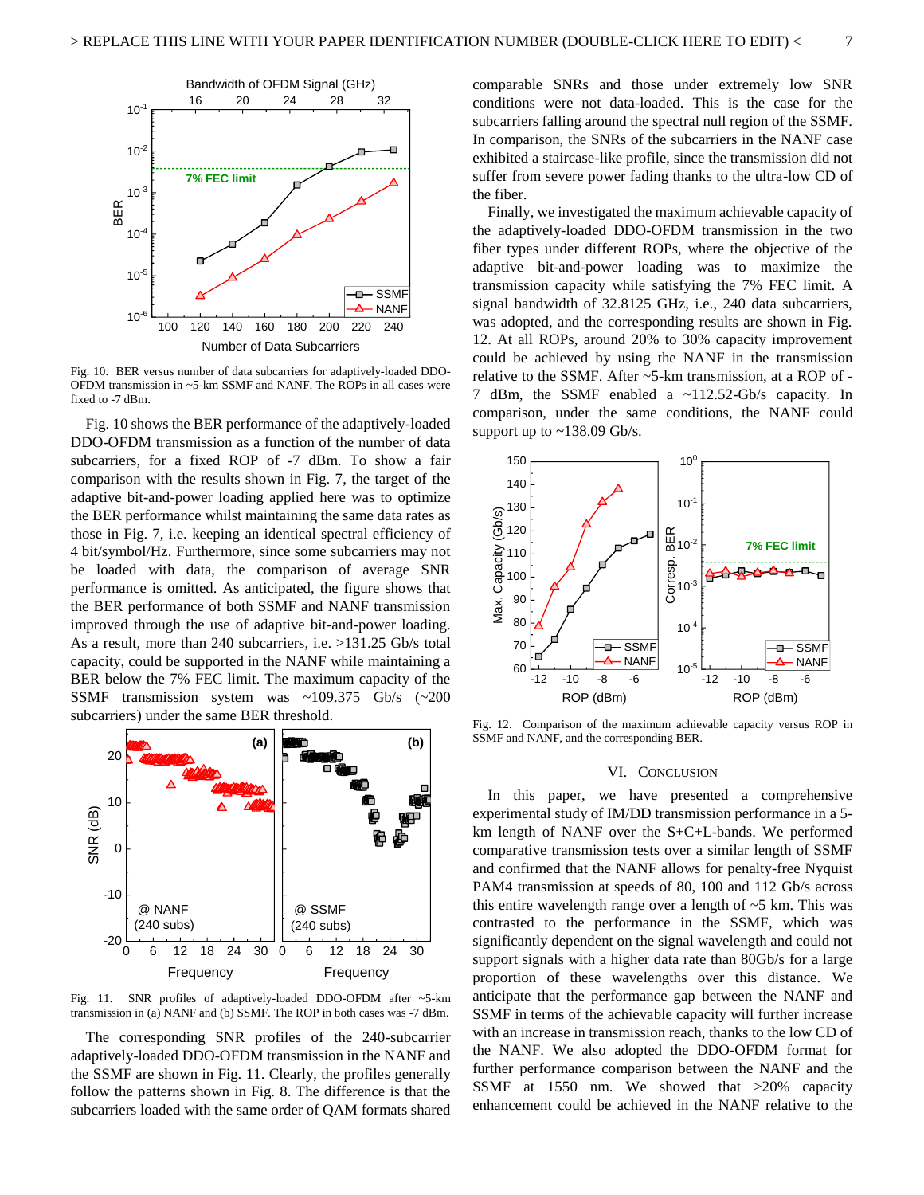Fig. 10. BER versus number of data subcarriers for adaptively-loaded DDO-OFDM transmission in ~5-km SSMF and NANF. The ROPs in all cases were fixed to -7 dBm.

Fig. 10 shows the BER performance of the adaptively-loaded DDO-OFDM transmission as a function of the number of data subcarriers, for a fixed ROP of -7 dBm. To show a fair comparison with the results shown in Fig. 7, the target of the adaptive bit-and-power loading applied here was to optimize the BER performance whilst maintaining the same data rates as those in Fig. 7, i.e. keeping an identical spectral efficiency of 4 bit/symbol/Hz. Furthermore, since some subcarriers may not be loaded with data, the comparison of average SNR performance is omitted. As anticipated, the figure shows that the BER performance of both SSMF and NANF transmission improved through the use of adaptive bit-and-power loading. As a result, more than 240 subcarriers, i.e. >131.25 Gb/s total capacity, could be supported in the NANF while maintaining a BER below the 7% FEC limit. The maximum capacity of the SSMF transmission system was ~109.375 Gb/s (~200 subcarriers) under the same BER threshold.

Fig. 11. SNR profiles of adaptively-loaded DDO-OFDM after ~5-km transmission in (a) NANF and (b) SSMF. The ROP in both cases was -7 dBm.

The corresponding SNR profiles of the 240-subcarrier adaptively-loaded DDO-OFDM transmission in the NANF and the SSMF are shown in Fig. 11. Clearly, the profiles generally follow the patterns shown in Fig. 8. The difference is that the subcarriers loaded with the same order of QAM formats shared comparable SNRs and those under extremely low SNR conditions were not data-loaded. This is the case for the subcarriers falling around the spectral null region of the SSMF. In comparison, the SNRs of the subcarriers in the NANF case exhibited a staircase-like profile, since the transmission did not suffer from severe power fading thanks to the ultra-low CD of the fiber.

Finally, we investigated the maximum achievable capacity of the adaptively-loaded DDO-OFDM transmission in the two fiber types under different ROPs, where the objective of the adaptive bit-and-power loading was to maximize the transmission capacity while satisfying the 7% FEC limit. A signal bandwidth of 32.8125 GHz, i.e., 240 data subcarriers, was adopted, and the corresponding results are shown in Fig. 12. At all ROPs, around 20% to 30% capacity improvement could be achieved by using the NANF in the transmission relative to the SSMF. After ~5-km transmission, at a ROP of -7 dBm, the SSMF enabled a ~112.52-Gb/s capacity. In comparison, under the same conditions, the NANF could support up to ~138.09 Gb/s.

Fig. 12. Comparison of the maximum achievable capacity versus ROP in SSMF and NANF, and the corresponding BER.

## VI. Conclusion

In this paper, we have presented a comprehensive experimental study of IM/DD transmission performance in a 5-km length of NANF over the S+C+L-bands. We performed comparative transmission tests over a similar length of SSMF and confirmed that the NANF allows for penalty-free Nyquist PAM4 transmission at speeds of 80, 100 and 112 Gb/s across this entire wavelength range over a length of ~5 km. This was contrasted to the performance in the SSMF, which was significantly dependent on the signal wavelength and could not support signals with a higher data rate than 80Gb/s for a large proportion of these wavelengths over this distance. We anticipate that the performance gap between the NANF and SSMF in terms of the achievable capacity will further increase with an increase in transmission reach, thanks to the low CD of the NANF. We also adopted the DDO-OFDM format for further performance comparison between the NANF and the SSMF at 1550 nm. We showed that >20% capacity enhancement could be achieved in the NANF relative to the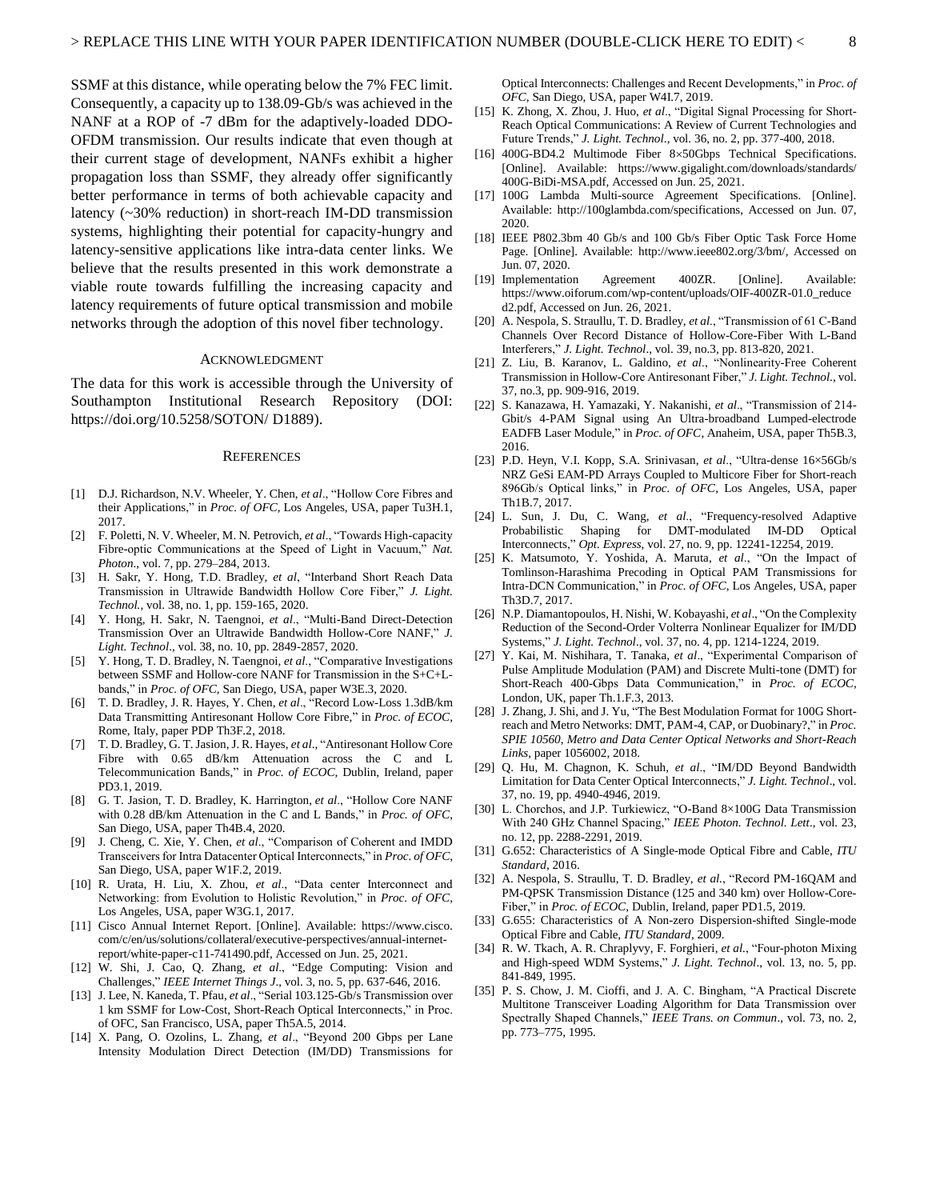SSMF at this distance, while operating below the 7% FEC limit. Consequently, a capacity up to 138.09-Gb/s was achieved in the NANF at a ROP of -7 dBm for the adaptively-loaded DDO-OFDM transmission. Our results indicate that even though at their current stage of development, NANFs exhibit a higher propagation loss than SSMF, they already offer significantly better performance in terms of both achievable capacity and latency (~30% reduction) in short-reach IM-DD transmission systems, highlighting their potential for capacity-hungry and latency-sensitive applications like intra-data center links. We believe that the results presented in this work demonstrate a viable route towards fulfilling the increasing capacity and latency requirements of future optical transmission and mobile networks through the adoption of this novel fiber technology.

## Acknowledgment

The data for this work is accessible through the University of Southampton Institutional Research Repository (DOI: https://doi.org/10.5258/SOTON/ D1889).

## References

[1] D.J. Richardson, N.V. Wheeler, Y. Chen, *et al*., "Hollow Core Fibres and their Applications," in *Proc. of OFC*, Los Angeles, USA, paper Tu3H.1, 2017.

[2] F. Poletti, N. V. Wheeler, M. N. Petrovich, *et al*., "Towards High-capacity Fibre-optic Communications at the Speed of Light in Vacuum," *Nat. Photon*., vol. 7, pp. 279–284, 2013.

[3] H. Sakr, Y. Hong, T.D. Bradley, *et al*, "Interband Short Reach Data Transmission in Ultrawide Bandwidth Hollow Core Fiber," *J. Light. Technol.*, vol. 38, no. 1, pp. 159-165, 2020.

[4] Y. Hong, H. Sakr, N. Taengnoi, *et al*., "Multi-Band Direct-Detection Transmission Over an Ultrawide Bandwidth Hollow-Core NANF," *J. Light. Technol*., vol. 38, no. 10, pp. 2849-2857, 2020.

[5] Y. Hong, T. D. Bradley, N. Taengnoi, *et al.*, "Comparative Investigations between SSMF and Hollow-core NANF for Transmission in the S+C+L-bands," in *Proc. of OFC*, San Diego, USA, paper W3E.3, 2020.

[6] T. D. Bradley, J. R. Hayes, Y. Chen, *et al*., "Record Low-Loss 1.3dB/km Data Transmitting Antiresonant Hollow Core Fibre," in *Proc. of ECOC*, Rome, Italy, paper PDP Th3F.2, 2018.

[7] T. D. Bradley, G. T. Jasion, J. R. Hayes, *et al*., "Antiresonant Hollow Core Fibre with 0.65 dB/km Attenuation across the C and L Telecommunication Bands," in *Proc. of ECOC*, Dublin, Ireland, paper PD3.1, 2019.

[8] G. T. Jasion, T. D. Bradley, K. Harrington, *et al*., "Hollow Core NANF with 0.28 dB/km Attenuation in the C and L Bands," in *Proc. of OFC*, San Diego, USA, paper Th4B.4, 2020.

[9] J. Cheng, C. Xie, Y. Chen, *et al*., "Comparison of Coherent and IMDD Transceivers for Intra Datacenter Optical Interconnects," in *Proc. of OFC*, San Diego, USA, paper W1F.2, 2019.

[10] R. Urata, H. Liu, X. Zhou, *et al*., "Data center Interconnect and Networking: from Evolution to Holistic Revolution," in *Proc. of OFC*, Los Angeles, USA, paper W3G.1, 2017.

[11] Cisco Annual Internet Report. [Online]. Available: https://www.cisco.com/c/en/us/solutions/collateral/executive-perspectives/annual-internet-report/white-paper-c11-741490.pdf, Accessed on Jun. 25, 2021.

[12] W. Shi, J. Cao, Q. Zhang, *et al*., "Edge Computing: Vision and Challenges," *IEEE Internet Things J*., vol. 3, no. 5, pp. 637-646, 2016.

[13] J. Lee, N. Kaneda, T. Pfau, *et al*., "Serial 103.125-Gb/s Transmission over 1 km SSMF for Low-Cost, Short-Reach Optical Interconnects," in Proc. of OFC, San Francisco, USA, paper Th5A.5, 2014.

[14] X. Pang, O. Ozolins, L. Zhang, *et al*., "Beyond 200 Gbps per Lane Intensity Modulation Direct Detection (IM/DD) Transmissions for Optical Interconnects: Challenges and Recent Developments," in *Proc. of OFC*, San Diego, USA, paper W4I.7, 2019.

[15] K. Zhong, X. Zhou, J. Huo, *et al*., "Digital Signal Processing for Short-Reach Optical Communications: A Review of Current Technologies and Future Trends," *J. Light. Technol*., vol. 36, no. 2, pp. 377-400, 2018.

[16] 400G-BD4.2 Multimode Fiber 8×50Gbps Technical Specifications. [Online]. Available: https://www.gigalight.com/downloads/standards/400G-BiDi-MSA.pdf, Accessed on Jun. 25, 2021.

[17] 100G Lambda Multi-source Agreement Specifications. [Online]. Available: http://100glambda.com/specifications, Accessed on Jun. 07, 2020.

[18] IEEE P802.3bm 40 Gb/s and 100 Gb/s Fiber Optic Task Force Home Page. [Online]. Available: http://www.ieee802.org/3/bm/, Accessed on Jun. 07, 2020.

[19] Implementation Agreement 400ZR. [Online]. Available: https://www.oiforum.com/wp-content/uploads/OIF-400ZR-01.0_reduced2.pdf, Accessed on Jun. 26, 2021.

[20] A. Nespola, S. Straullu, T. D. Bradley, *et al*., "Transmission of 61 C-Band Channels Over Record Distance of Hollow-Core-Fiber With L-Band Interferers," *J. Light. Technol*., vol. 39, no.3, pp. 813-820, 2021.

[21] Z. Liu, B. Karanov, L. Galdino, *et al*., "Nonlinearity-Free Coherent Transmission in Hollow-Core Antiresonant Fiber," *J. Light. Technol*., vol. 37, no.3, pp. 909-916, 2019.

[22] S. Kanazawa, H. Yamazaki, Y. Nakanishi, *et al*., "Transmission of 214-Gbit/s 4-PAM Signal using An Ultra-broadband Lumped-electrode EADFB Laser Module," in *Proc. of OFC*, Anaheim, USA, paper Th5B.3, 2016.

[23] P.D. Heyn, V.I. Kopp, S.A. Srinivasan, *et al*., "Ultra-dense 16×56Gb/s NRZ GeSi EAM-PD Arrays Coupled to Multicore Fiber for Short-reach 896Gb/s Optical links," in *Proc. of OFC*, Los Angeles, USA, paper Th1B.7, 2017.

[24] L. Sun, J. Du, C. Wang, *et al.*, "Frequency-resolved Adaptive Probabilistic Shaping for DMT-modulated IM-DD Optical Interconnects," *Opt. Express*, vol. 27, no. 9, pp. 12241-12254, 2019.

[25] K. Matsumoto, Y. Yoshida, A. Maruta, *et al*., "On the Impact of Tomlinson-Harashima Precoding in Optical PAM Transmissions for Intra-DCN Communication," in *Proc. of OFC*, Los Angeles, USA, paper Th3D.7, 2017.

[26] N.P. Diamantopoulos, H. Nishi, W. Kobayashi, *et al*., "On the Complexity Reduction of the Second-Order Volterra Nonlinear Equalizer for IM/DD Systems," *J. Light. Technol*., vol. 37, no. 4, pp. 1214-1224, 2019.

[27] Y. Kai, M. Nishihara, T. Tanaka, *et al*., "Experimental Comparison of Pulse Amplitude Modulation (PAM) and Discrete Multi-tone (DMT) for Short-Reach 400-Gbps Data Communication," in *Proc. of ECOC*, London, UK, paper Th.1.F.3, 2013.

[28] J. Zhang, J. Shi, and J. Yu, "The Best Modulation Format for 100G Short-reach and Metro Networks: DMT, PAM-4, CAP, or Duobinary?," in *Proc. SPIE 10560, Metro and Data Center Optical Networks and Short-Reach Links*, paper 1056002, 2018.

[29] Q. Hu, M. Chagnon, K. Schuh, *et al*., "IM/DD Beyond Bandwidth Limitation for Data Center Optical Interconnects," *J. Light. Technol*., vol. 37, no. 19, pp. 4940-4946, 2019.

[30] L. Chorchos, and J.P. Turkiewicz, "O-Band 8×100G Data Transmission With 240 GHz Channel Spacing," *IEEE Photon. Technol. Lett*., vol. 23, no. 12, pp. 2288-2291, 2019.

[31] G.652: Characteristics of A Single-mode Optical Fibre and Cable, *ITU Standard*, 2016.

[32] A. Nespola, S. Straullu, T. D. Bradley, *et al.*, "Record PM-16QAM and PM-QPSK Transmission Distance (125 and 340 km) over Hollow-Core-Fiber," in *Proc. of ECOC*, Dublin, Ireland, paper PD1.5, 2019.

[33] G.655: Characteristics of A Non-zero Dispersion-shifted Single-mode Optical Fibre and Cable, *ITU Standard*, 2009.

[34] R. W. Tkach, A. R. Chraplyvy, F. Forghieri, *et al.*, "Four-photon Mixing and High-speed WDM Systems," *J. Light. Technol*., vol. 13, no. 5, pp. 841-849, 1995.

[35] P. S. Chow, J. M. Cioffi, and J. A. C. Bingham, "A Practical Discrete Multitone Transceiver Loading Algorithm for Data Transmission over Spectrally Shaped Channels," *IEEE Trans. on Commun*., vol. 73, no. 2, pp. 773–775, 1995.